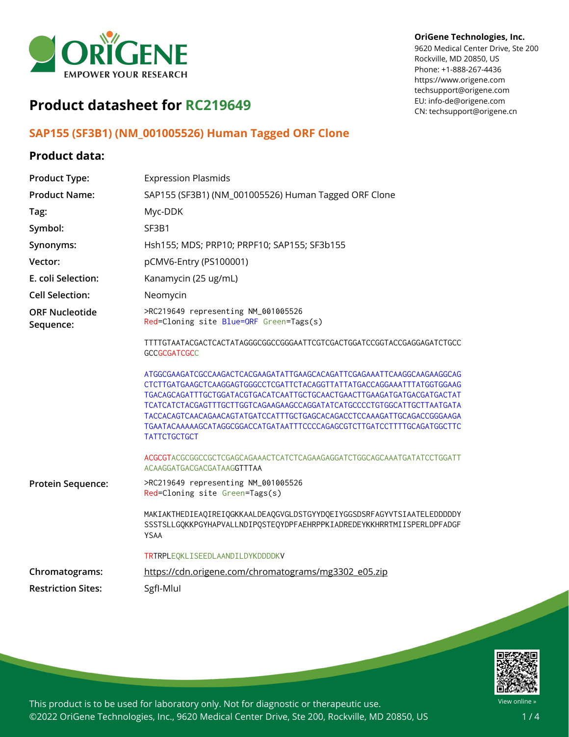OriGene Technologies, Inc.
9620 Medical Center Drive, Ste 200
Rockville, MD 20850, US
Phone: +1-888-267-4436
https://www.origene.com
techsupport@origene.com
EU: info-de@origene.com
CN: techsupport@origene.cn

# Product datasheet for RC219649

## SAP155 (SF3B1) (NM_001005526) Human Tagged ORF Clone

### Product data:

| | |
|---|---|
| **Product Type:** | Expression Plasmids |
| **Product Name:** | SAP155 (SF3B1) (NM_001005526) Human Tagged ORF Clone |
| **Tag:** | Myc-DDK |
| **Symbol:** | SF3B1 |
| **Synonyms:** | Hsh155; MDS; PRP10; PRPF10; SAP155; SF3b155 |
| **Vector:** | pCMV6-Entry (PS100001) |
| **E. coli Selection:** | Kanamycin (25 ug/mL) |
| **Cell Selection:** | Neomycin |

**ORF Nucleotide Sequence:**

```
>RC219649 representing NM_001005526
Red=Cloning site Blue=ORF Green=Tags(s)

TTTTGTAATACGACTCACTATAGGGCGGCCGGGAATTCGTCGACTGGATCCGGTACCGAGGAGATCTGCC
GCCGCGATCGCC

ATGGCGAAGATCGCCAAGACTCACGAAGATATTGAAGCACAGATTCGAGAAATTCAAGGCAAGAAGGCAG
CTCTTGATGAAGCTCAAGGAGTGGGCCTCGATTCTACAGGTTATTATGACCAGGAAATTTATGGTGGAAG
TGACAGCAGATTTGCTGGATACGTGACATCAATTGCTGCAACTGAACTTGAAGATGATGACGATGACTAT
TCATCATCTACGAGTTTGCTTGGTCAGAAGAAGCCAGGATATCATGCCCCTGTGGCATTGCTTAATGATA
TACCACAGTCAACAGAACAGTATGATCCATTTGCTGAGCACAGACCTCCAAAGATTGCAGACCGGGAAGA
TGAATACAAAAAGCATAGGCGGACCATGATAATTTCCCCAGAGCGTCTTGATCCTTTTGCAGATGGCTTC
TATTCTGCTGCT

ACGCGTACGCGGCCGCTCGAGCAGAAACTCATCTCAGAAGAGGATCTGGCAGCAAATGATATCCTGGATT
ACAAGGATGACGACGATAAGGTTTAA
```

**Protein Sequence:**

```
>RC219649 representing NM_001005526
Red=Cloning site Green=Tags(s)

MAKIAKTHEDIEAQIREIQGKKAALDEAQGVGLDSTGYYDQEIYGGSDSRFAGYVTSIAATELEDDDDDY
SSSTSLLGQKKPGYHAPVALLNDIPQSTEQYDPFAEHRPPKIADREDEYKKHRRTMIISPERLDPFADGF
YSAA

TRTRPLEQKLISEEDLAANDILDYKDDDDKV
```

| | |
|---|---|
| **Chromatograms:** | https://cdn.origene.com/chromatograms/mg3302_e05.zip |
| **Restriction Sites:** | SgfI-MluI |

This product is to be used for laboratory only. Not for diagnostic or therapeutic use.
©2022 OriGene Technologies, Inc., 9620 Medical Center Drive, Ste 200, Rockville, MD 20850, US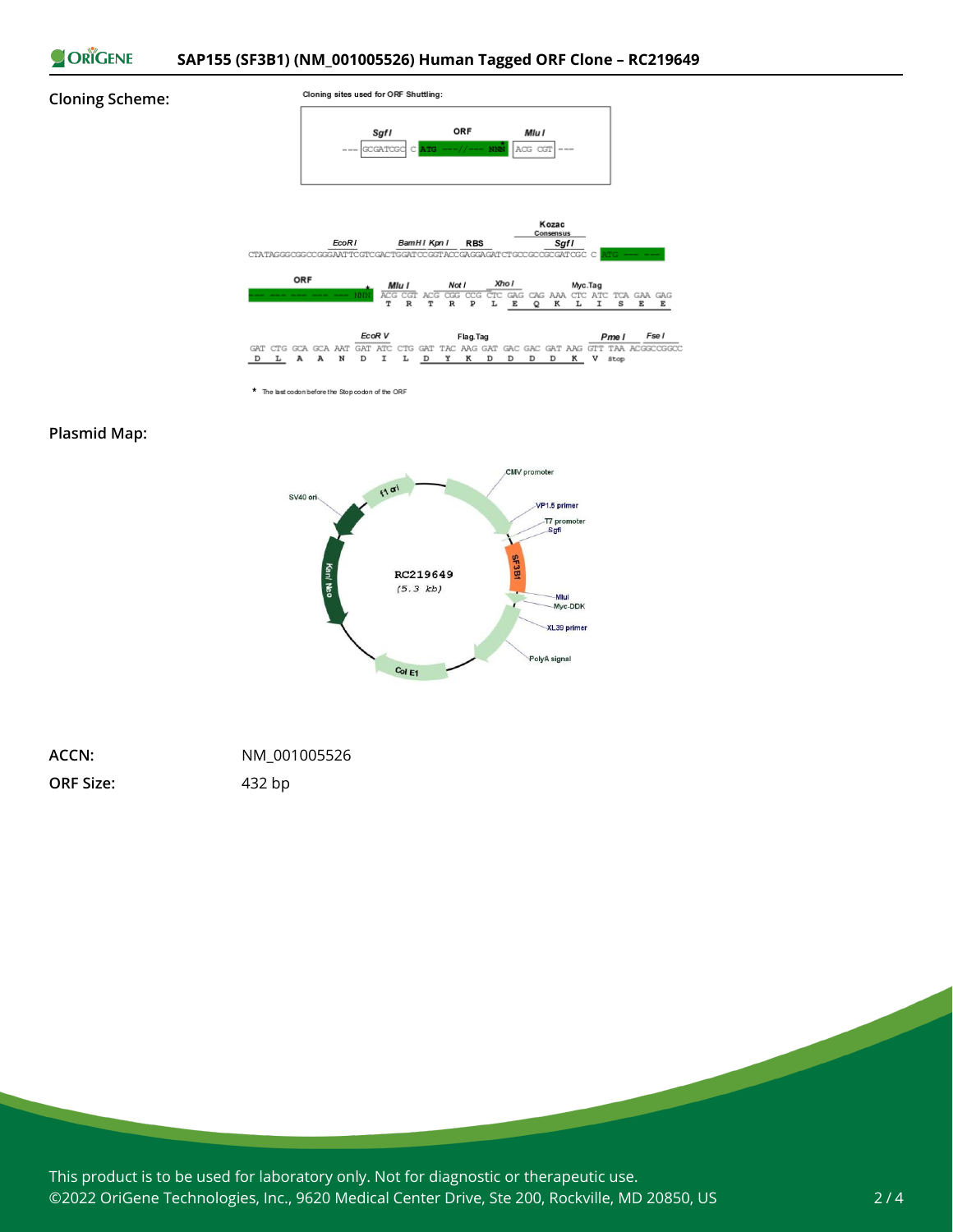**Cloning Scheme:**

Cloning sites used for ORF Shuttling:

```
--- GCGATCGC C ATG ---//--- NNN ACG CGT ---
    SgfI        ORF                MluI
```

```
                  EcoRI        BamHI KpnI   RBS                Kozac Consensus SgfI
CTATAGGGCGGCCGGGAATTCGTCGACTGGATCCGGTACCGAGGAGATCTGCCGCCGCGATCGC C ATG --- ---

ORF            MluI    NotI     XhoI           Myc.Tag
--- --- NNN  ACG CGT ACG CGG CCG CTC GAG CAG AAA CTC ATC TCA GAA GAG
              T   R   T   R   P   L   E   Q   K   L   I   S   E   E

                     EcoRV           Flag.Tag                          PmeI    FseI
GAT CTG GCA GCA AAT GAT ATC CTG GAT TAC AAG GAT GAC GAC GAT AAG GTT TAA ACGGCCGGCC
 D   L   A   A   N   D   I   L   D   Y   K   D   D   D   D   K   V  Stop
```

\* The last codon before the Stop codon of the ORF

**Plasmid Map:**

RC219649 (5.3 kb): CMV promoter, VP1.5 primer, T7 promoter, SgfI, SF3B1, MluI, Myc-DDK, XL39 primer, PolyA signal, Col E1, Kan/ Neo, SV40 ori, f1 ori

**ACCN:** NM_001005526

**ORF Size:** 432 bp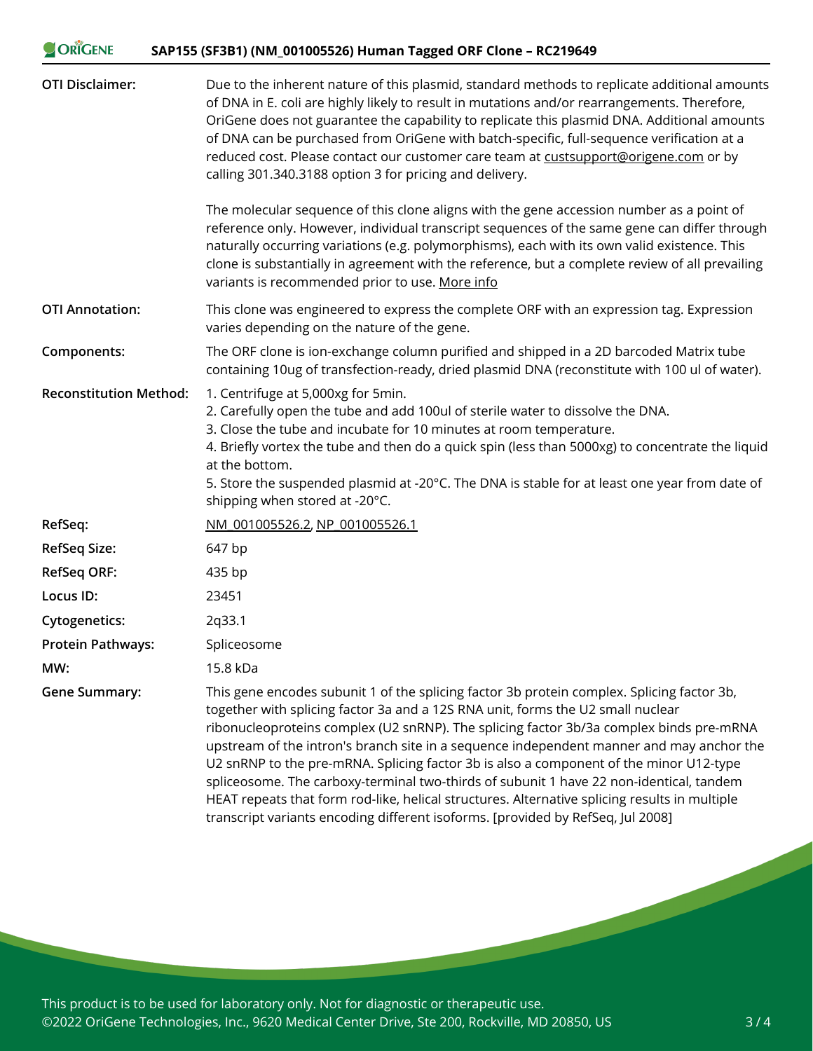| | |
|---|---|
| **OTI Disclaimer:** | Due to the inherent nature of this plasmid, standard methods to replicate additional amounts of DNA in E. coli are highly likely to result in mutations and/or rearrangements. Therefore, OriGene does not guarantee the capability to replicate this plasmid DNA. Additional amounts of DNA can be purchased from OriGene with batch-specific, full-sequence verification at a reduced cost. Please contact our customer care team at custsupport@origene.com or by calling 301.340.3188 option 3 for pricing and delivery.<br><br>The molecular sequence of this clone aligns with the gene accession number as a point of reference only. However, individual transcript sequences of the same gene can differ through naturally occurring variations (e.g. polymorphisms), each with its own valid existence. This clone is substantially in agreement with the reference, but a complete review of all prevailing variants is recommended prior to use. More info |
| **OTI Annotation:** | This clone was engineered to express the complete ORF with an expression tag. Expression varies depending on the nature of the gene. |
| **Components:** | The ORF clone is ion-exchange column purified and shipped in a 2D barcoded Matrix tube containing 10ug of transfection-ready, dried plasmid DNA (reconstitute with 100 ul of water). |
| **Reconstitution Method:** | 1. Centrifuge at 5,000xg for 5min.<br>2. Carefully open the tube and add 100ul of sterile water to dissolve the DNA.<br>3. Close the tube and incubate for 10 minutes at room temperature.<br>4. Briefly vortex the tube and then do a quick spin (less than 5000xg) to concentrate the liquid at the bottom.<br>5. Store the suspended plasmid at -20°C. The DNA is stable for at least one year from date of shipping when stored at -20°C. |
| **RefSeq:** | NM_001005526.2, NP_001005526.1 |
| **RefSeq Size:** | 647 bp |
| **RefSeq ORF:** | 435 bp |
| **Locus ID:** | 23451 |
| **Cytogenetics:** | 2q33.1 |
| **Protein Pathways:** | Spliceosome |
| **MW:** | 15.8 kDa |
| **Gene Summary:** | This gene encodes subunit 1 of the splicing factor 3b protein complex. Splicing factor 3b, together with splicing factor 3a and a 12S RNA unit, forms the U2 small nuclear ribonucleoproteins complex (U2 snRNP). The splicing factor 3b/3a complex binds pre-mRNA upstream of the intron's branch site in a sequence independent manner and may anchor the U2 snRNP to the pre-mRNA. Splicing factor 3b is also a component of the minor U12-type spliceosome. The carboxy-terminal two-thirds of subunit 1 have 22 non-identical, tandem HEAT repeats that form rod-like, helical structures. Alternative splicing results in multiple transcript variants encoding different isoforms. [provided by RefSeq, Jul 2008] |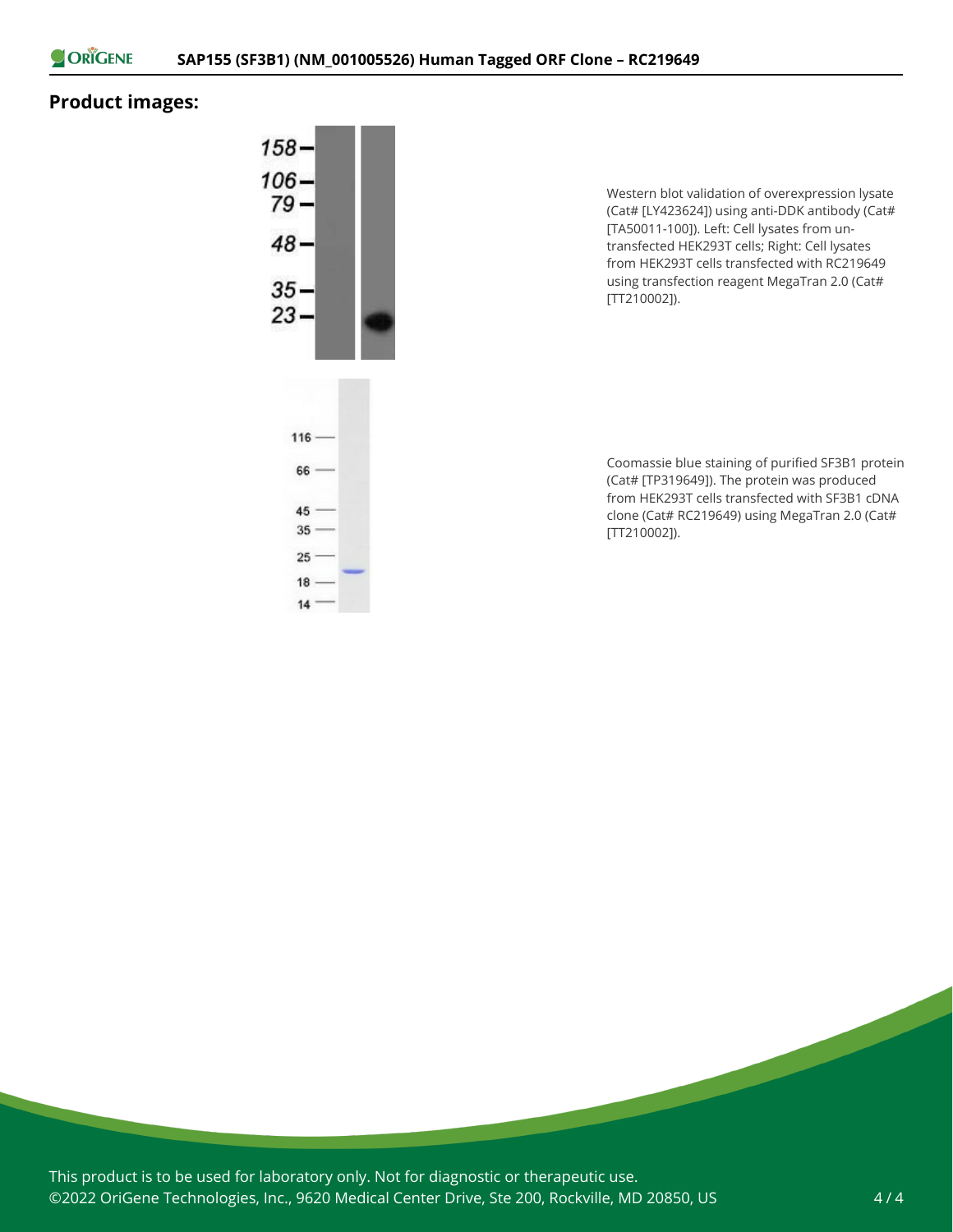## Product images:

158
106
79
48
35
23

Western blot validation of overexpression lysate (Cat# [LY423624]) using anti-DDK antibody (Cat# [TA50011-100]). Left: Cell lysates from un-transfected HEK293T cells; Right: Cell lysates from HEK293T cells transfected with RC219649 using transfection reagent MegaTran 2.0 (Cat# [TT210002]).

116
66
45
35
25
18
14

Coomassie blue staining of purified SF3B1 protein (Cat# [TP319649]). The protein was produced from HEK293T cells transfected with SF3B1 cDNA clone (Cat# RC219649) using MegaTran 2.0 (Cat# [TT210002]).

This product is to be used for laboratory only. Not for diagnostic or therapeutic use.

©2022 OriGene Technologies, Inc., 9620 Medical Center Drive, Ste 200, Rockville, MD 20850, US